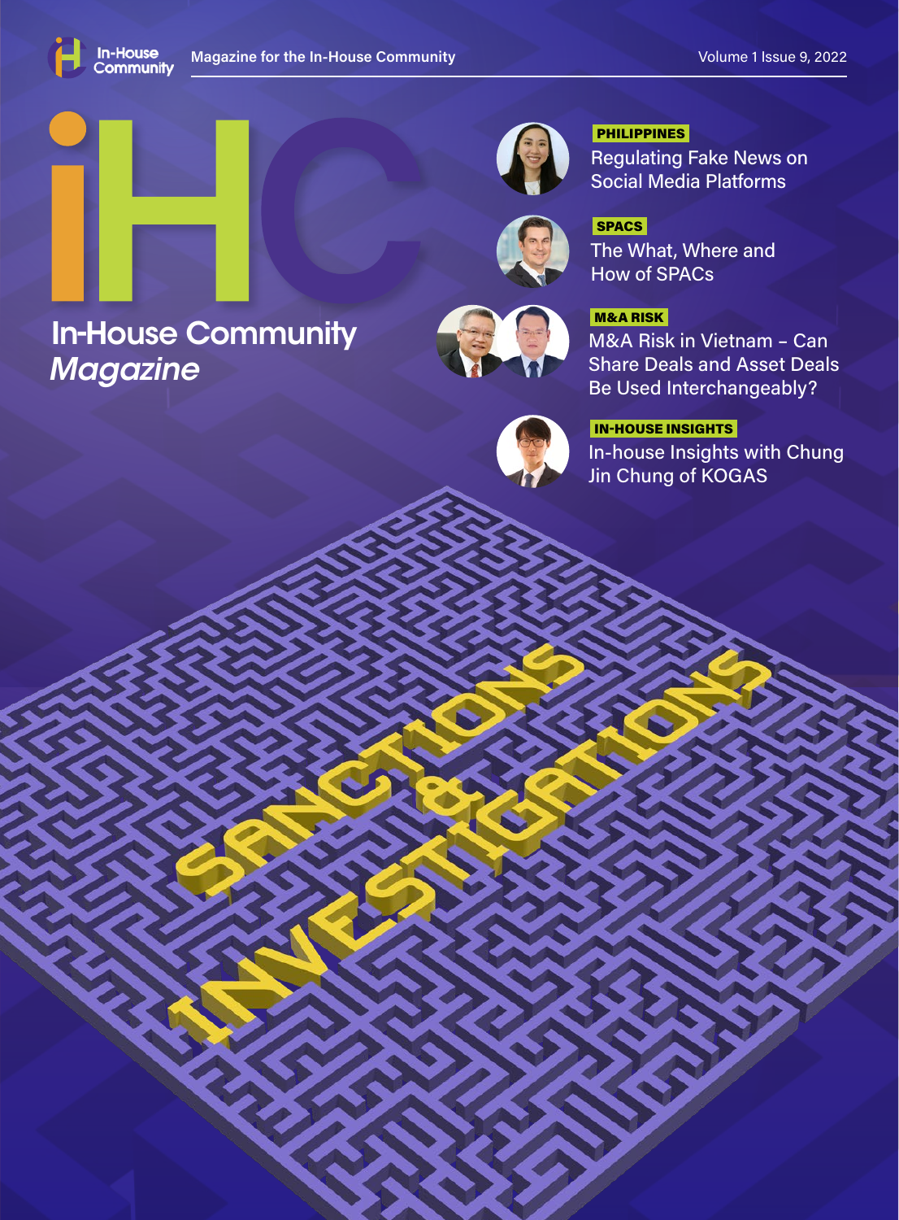In-House Community

Magazine for the In-House Community

Volume 1 Issue 9, 2022

# iHC

## In-House Community *Magazine*

**PHILIPPINES**

Regulating Fake News on Social Media Platforms

**SPACS**

The What, Where and How of SPACs

**M&A RISK**

M&A Risk in Vietnam – Can Share Deals and Asset Deals Be Used Interchangeably?

**IN-HOUSE INSIGHTS**

In-house Insights with Chung Jin Chung of KOGAS

SANCTIONS & INVESTIGATIONS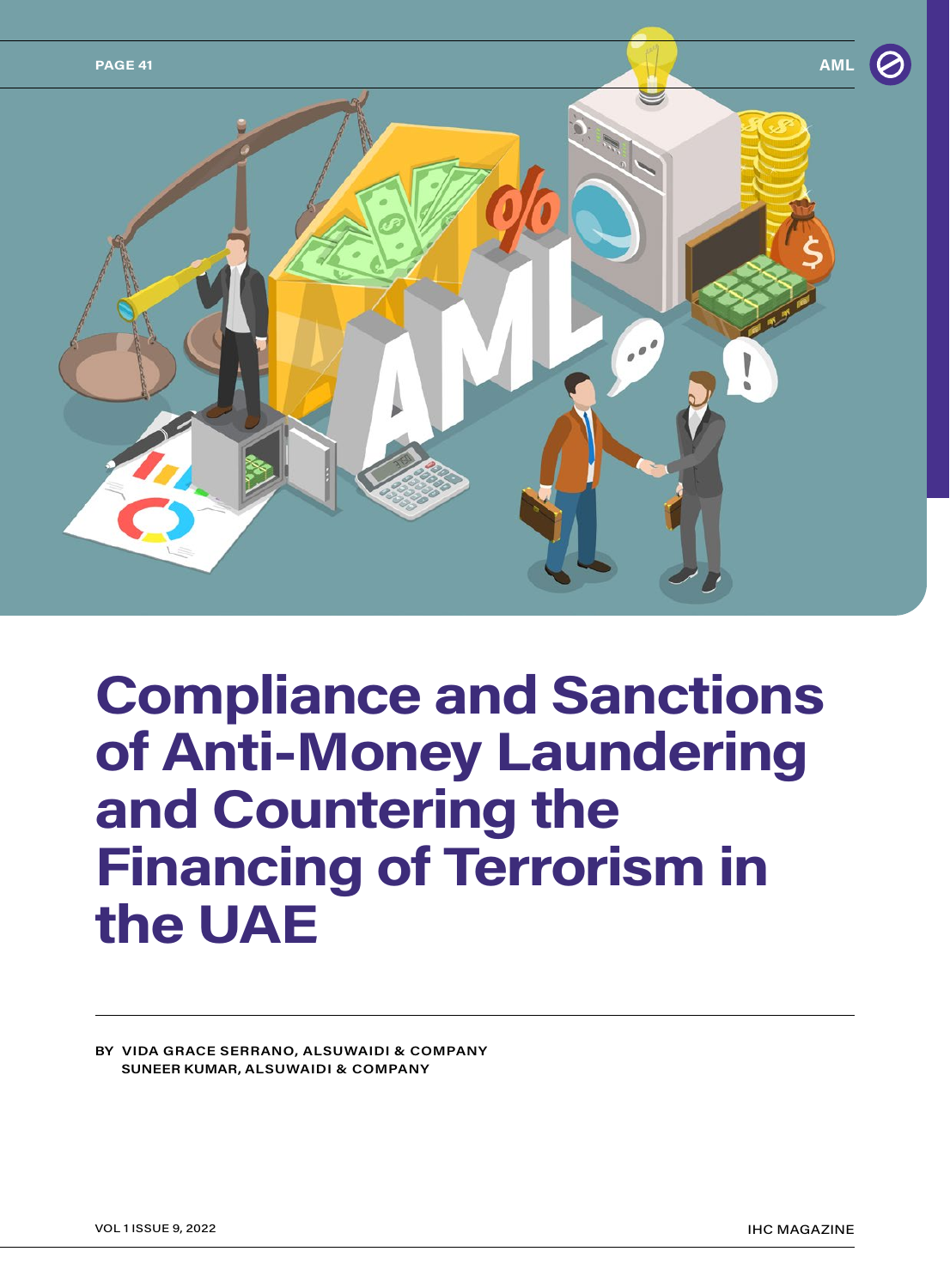# Compliance and Sanctions of Anti-Money Laundering and Countering the Financing of Terrorism in the UAE

**BY VIDA GRACE SERRANO, ALSUWAIDI & COMPANY**
**SUNEER KUMAR, ALSUWAIDI & COMPANY**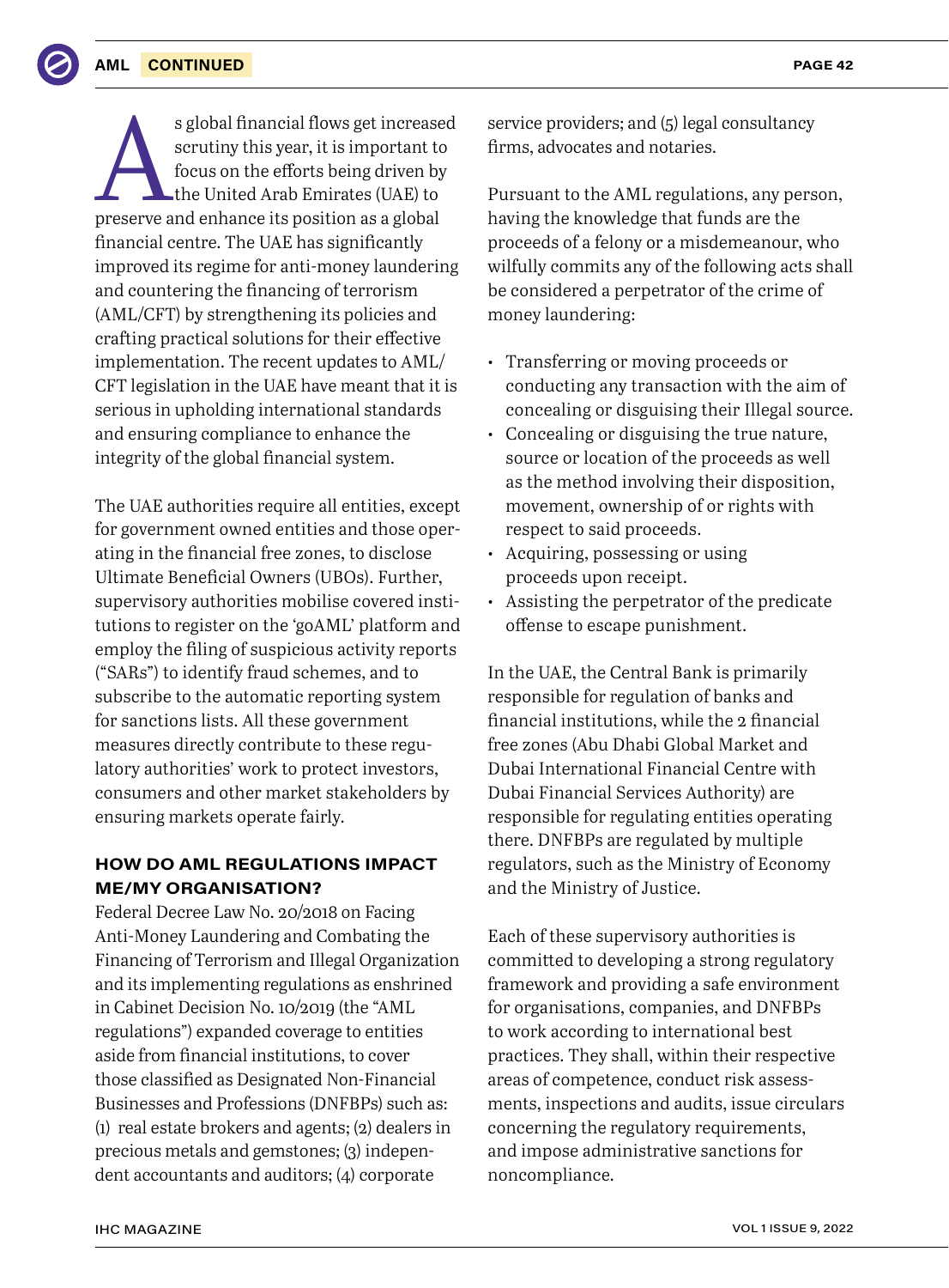As global financial flows get increased scrutiny this year, it is important to focus on the efforts being driven by the United Arab Emirates (UAE) to preserve and enhance its position as a global financial centre. The UAE has significantly improved its regime for anti-money laundering and countering the financing of terrorism (AML/CFT) by strengthening its policies and crafting practical solutions for their effective implementation. The recent updates to AML/CFT legislation in the UAE have meant that it is serious in upholding international standards and ensuring compliance to enhance the integrity of the global financial system.

The UAE authorities require all entities, except for government owned entities and those operating in the financial free zones, to disclose Ultimate Beneficial Owners (UBOs). Further, supervisory authorities mobilise covered institutions to register on the 'goAML' platform and employ the filing of suspicious activity reports ("SARs") to identify fraud schemes, and to subscribe to the automatic reporting system for sanctions lists. All these government measures directly contribute to these regulatory authorities' work to protect investors, consumers and other market stakeholders by ensuring markets operate fairly.

### HOW DO AML REGULATIONS IMPACT ME/MY ORGANISATION?

Federal Decree Law No. 20/2018 on Facing Anti-Money Laundering and Combating the Financing of Terrorism and Illegal Organization and its implementing regulations as enshrined in Cabinet Decision No. 10/2019 (the "AML regulations") expanded coverage to entities aside from financial institutions, to cover those classified as Designated Non-Financial Businesses and Professions (DNFBPs) such as: (1) real estate brokers and agents; (2) dealers in precious metals and gemstones; (3) independent accountants and auditors; (4) corporate service providers; and (5) legal consultancy firms, advocates and notaries.

Pursuant to the AML regulations, any person, having the knowledge that funds are the proceeds of a felony or a misdemeanour, who wilfully commits any of the following acts shall be considered a perpetrator of the crime of money laundering:

- Transferring or moving proceeds or conducting any transaction with the aim of concealing or disguising their Illegal source.
- Concealing or disguising the true nature, source or location of the proceeds as well as the method involving their disposition, movement, ownership of or rights with respect to said proceeds.
- Acquiring, possessing or using proceeds upon receipt.
- Assisting the perpetrator of the predicate offense to escape punishment.

In the UAE, the Central Bank is primarily responsible for regulation of banks and financial institutions, while the 2 financial free zones (Abu Dhabi Global Market and Dubai International Financial Centre with Dubai Financial Services Authority) are responsible for regulating entities operating there. DNFBPs are regulated by multiple regulators, such as the Ministry of Economy and the Ministry of Justice.

Each of these supervisory authorities is committed to developing a strong regulatory framework and providing a safe environment for organisations, companies, and DNFBPs to work according to international best practices. They shall, within their respective areas of competence, conduct risk assessments, inspections and audits, issue circulars concerning the regulatory requirements, and impose administrative sanctions for noncompliance.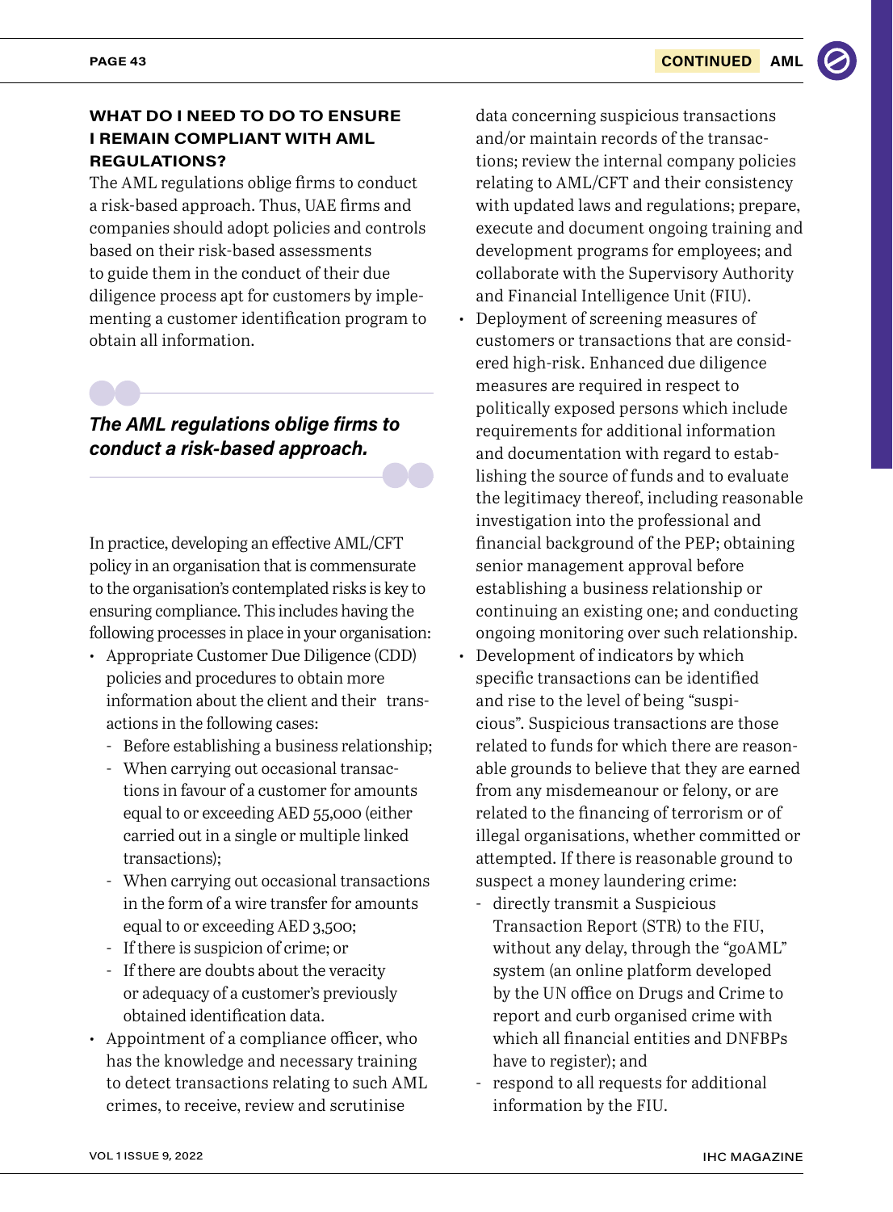### WHAT DO I NEED TO DO TO ENSURE I REMAIN COMPLIANT WITH AML REGULATIONS?

The AML regulations oblige firms to conduct a risk-based approach. Thus, UAE firms and companies should adopt policies and controls based on their risk-based assessments to guide them in the conduct of their due diligence process apt for customers by implementing a customer identification program to obtain all information.

> ***The AML regulations oblige firms to conduct a risk-based approach.***

In practice, developing an effective AML/CFT policy in an organisation that is commensurate to the organisation's contemplated risks is key to ensuring compliance. This includes having the following processes in place in your organisation:

- Appropriate Customer Due Diligence (CDD) policies and procedures to obtain more information about the client and their transactions in the following cases:
  - Before establishing a business relationship;
  - When carrying out occasional transactions in favour of a customer for amounts equal to or exceeding AED 55,000 (either carried out in a single or multiple linked transactions);
  - When carrying out occasional transactions in the form of a wire transfer for amounts equal to or exceeding AED 3,500;
  - If there is suspicion of crime; or
  - If there are doubts about the veracity or adequacy of a customer's previously obtained identification data.
- Appointment of a compliance officer, who has the knowledge and necessary training to detect transactions relating to such AML crimes, to receive, review and scrutinise data concerning suspicious transactions and/or maintain records of the transactions; review the internal company policies relating to AML/CFT and their consistency with updated laws and regulations; prepare, execute and document ongoing training and development programs for employees; and collaborate with the Supervisory Authority and Financial Intelligence Unit (FIU).
- Deployment of screening measures of customers or transactions that are considered high-risk. Enhanced due diligence measures are required in respect to politically exposed persons which include requirements for additional information and documentation with regard to establishing the source of funds and to evaluate the legitimacy thereof, including reasonable investigation into the professional and financial background of the PEP; obtaining senior management approval before establishing a business relationship or continuing an existing one; and conducting ongoing monitoring over such relationship.
- Development of indicators by which specific transactions can be identified and rise to the level of being "suspicious". Suspicious transactions are those related to funds for which there are reasonable grounds to believe that they are earned from any misdemeanour or felony, or are related to the financing of terrorism or of illegal organisations, whether committed or attempted. If there is reasonable ground to suspect a money laundering crime:
  - directly transmit a Suspicious Transaction Report (STR) to the FIU, without any delay, through the "goAML" system (an online platform developed by the UN office on Drugs and Crime to report and curb organised crime with which all financial entities and DNFBPs have to register); and
  - respond to all requests for additional information by the FIU.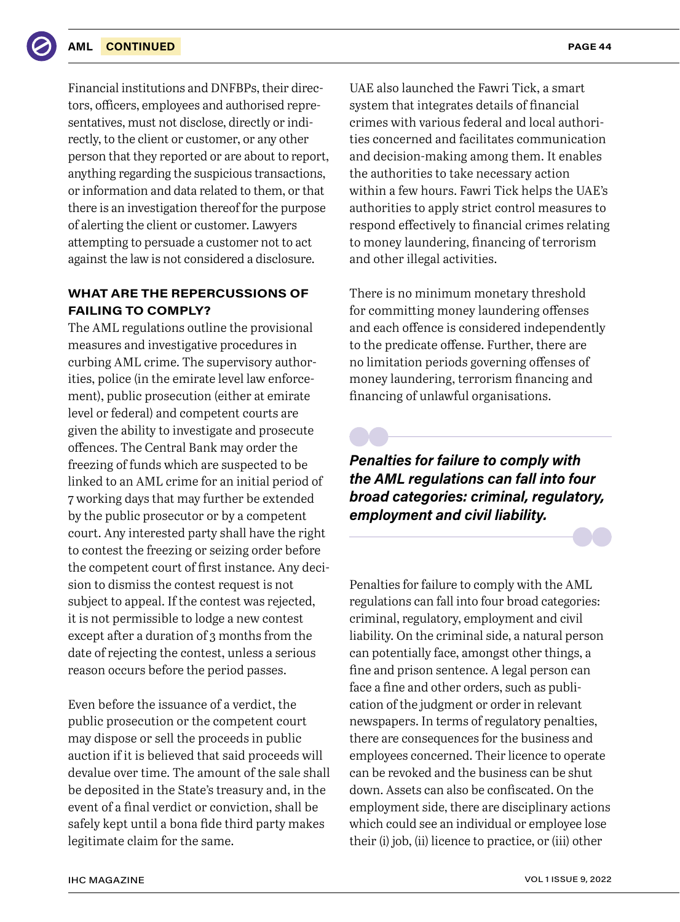Financial institutions and DNFBPs, their directors, officers, employees and authorised representatives, must not disclose, directly or indirectly, to the client or customer, or any other person that they reported or are about to report, anything regarding the suspicious transactions, or information and data related to them, or that there is an investigation thereof for the purpose of alerting the client or customer. Lawyers attempting to persuade a customer not to act against the law is not considered a disclosure.

### WHAT ARE THE REPERCUSSIONS OF FAILING TO COMPLY?

The AML regulations outline the provisional measures and investigative procedures in curbing AML crime. The supervisory authorities, police (in the emirate level law enforcement), public prosecution (either at emirate level or federal) and competent courts are given the ability to investigate and prosecute offences. The Central Bank may order the freezing of funds which are suspected to be linked to an AML crime for an initial period of 7 working days that may further be extended by the public prosecutor or by a competent court. Any interested party shall have the right to contest the freezing or seizing order before the competent court of first instance. Any decision to dismiss the contest request is not subject to appeal. If the contest was rejected, it is not permissible to lodge a new contest except after a duration of 3 months from the date of rejecting the contest, unless a serious reason occurs before the period passes.

Even before the issuance of a verdict, the public prosecution or the competent court may dispose or sell the proceeds in public auction if it is believed that said proceeds will devalue over time. The amount of the sale shall be deposited in the State's treasury and, in the event of a final verdict or conviction, shall be safely kept until a bona fide third party makes legitimate claim for the same.

UAE also launched the Fawri Tick, a smart system that integrates details of financial crimes with various federal and local authorities concerned and facilitates communication and decision-making among them. It enables the authorities to take necessary action within a few hours. Fawri Tick helps the UAE's authorities to apply strict control measures to respond effectively to financial crimes relating to money laundering, financing of terrorism and other illegal activities.

There is no minimum monetary threshold for committing money laundering offenses and each offence is considered independently to the predicate offense. Further, there are no limitation periods governing offenses of money laundering, terrorism financing and financing of unlawful organisations.

***Penalties for failure to comply with the AML regulations can fall into four broad categories: criminal, regulatory, employment and civil liability.***

Penalties for failure to comply with the AML regulations can fall into four broad categories: criminal, regulatory, employment and civil liability. On the criminal side, a natural person can potentially face, amongst other things, a fine and prison sentence. A legal person can face a fine and other orders, such as publication of the judgment or order in relevant newspapers. In terms of regulatory penalties, there are consequences for the business and employees concerned. Their licence to operate can be revoked and the business can be shut down. Assets can also be confiscated. On the employment side, there are disciplinary actions which could see an individual or employee lose their (i) job, (ii) licence to practice, or (iii) other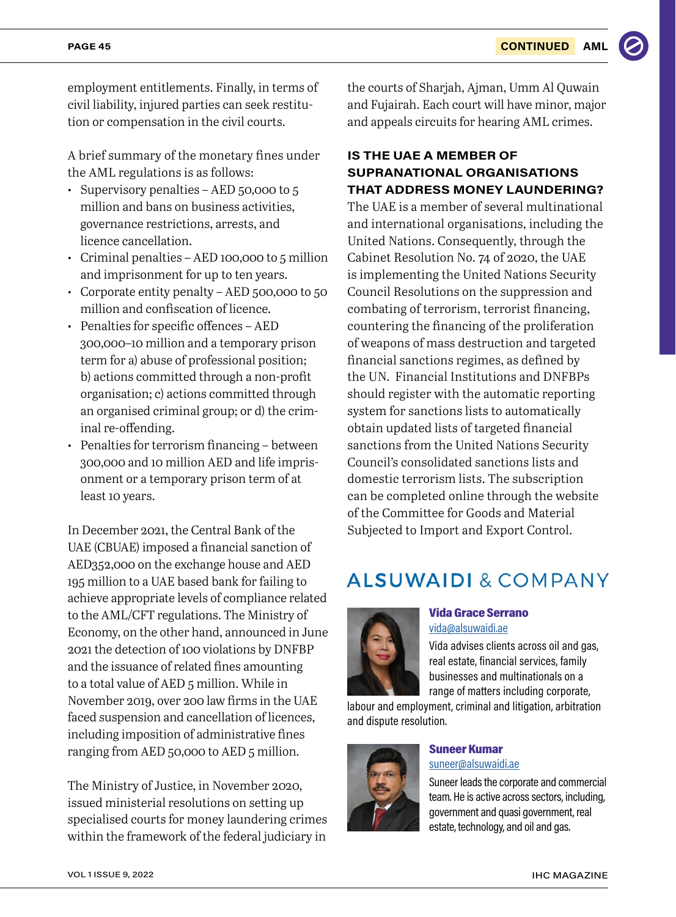employment entitlements. Finally, in terms of civil liability, injured parties can seek restitution or compensation in the civil courts.

A brief summary of the monetary fines under the AML regulations is as follows:

- Supervisory penalties – AED 50,000 to 5 million and bans on business activities, governance restrictions, arrests, and licence cancellation.
- Criminal penalties – AED 100,000 to 5 million and imprisonment for up to ten years.
- Corporate entity penalty – AED 500,000 to 50 million and confiscation of licence.
- Penalties for specific offences – AED 300,000–10 million and a temporary prison term for a) abuse of professional position; b) actions committed through a non-profit organisation; c) actions committed through an organised criminal group; or d) the criminal re-offending.
- Penalties for terrorism financing – between 300,000 and 10 million AED and life imprisonment or a temporary prison term of at least 10 years.

In December 2021, the Central Bank of the UAE (CBUAE) imposed a financial sanction of AED352,000 on the exchange house and AED 195 million to a UAE based bank for failing to achieve appropriate levels of compliance related to the AML/CFT regulations. The Ministry of Economy, on the other hand, announced in June 2021 the detection of 100 violations by DNFBP and the issuance of related fines amounting to a total value of AED 5 million. While in November 2019, over 200 law firms in the UAE faced suspension and cancellation of licences, including imposition of administrative fines ranging from AED 50,000 to AED 5 million.

The Ministry of Justice, in November 2020, issued ministerial resolutions on setting up specialised courts for money laundering crimes within the framework of the federal judiciary in the courts of Sharjah, Ajman, Umm Al Quwain and Fujairah. Each court will have minor, major and appeals circuits for hearing AML crimes.

## IS THE UAE A MEMBER OF SUPRANATIONAL ORGANISATIONS THAT ADDRESS MONEY LAUNDERING?

The UAE is a member of several multinational and international organisations, including the United Nations. Consequently, through the Cabinet Resolution No. 74 of 2020, the UAE is implementing the United Nations Security Council Resolutions on the suppression and combating of terrorism, terrorist financing, countering the financing of the proliferation of weapons of mass destruction and targeted financial sanctions regimes, as defined by the UN. Financial Institutions and DNFBPs should register with the automatic reporting system for sanctions lists to automatically obtain updated lists of targeted financial sanctions from the United Nations Security Council's consolidated sanctions lists and domestic terrorism lists. The subscription can be completed online through the website of the Committee for Goods and Material Subjected to Import and Export Control.

## ALSUWAIDI & COMPANY

**Vida Grace Serrano**
vida@alsuwaidi.ae

Vida advises clients across oil and gas, real estate, financial services, family businesses and multinationals on a range of matters including corporate, labour and employment, criminal and litigation, arbitration and dispute resolution.

**Suneer Kumar**
suneer@alsuwaidi.ae

Suneer leads the corporate and commercial team. He is active across sectors, including, government and quasi government, real estate, technology, and oil and gas.